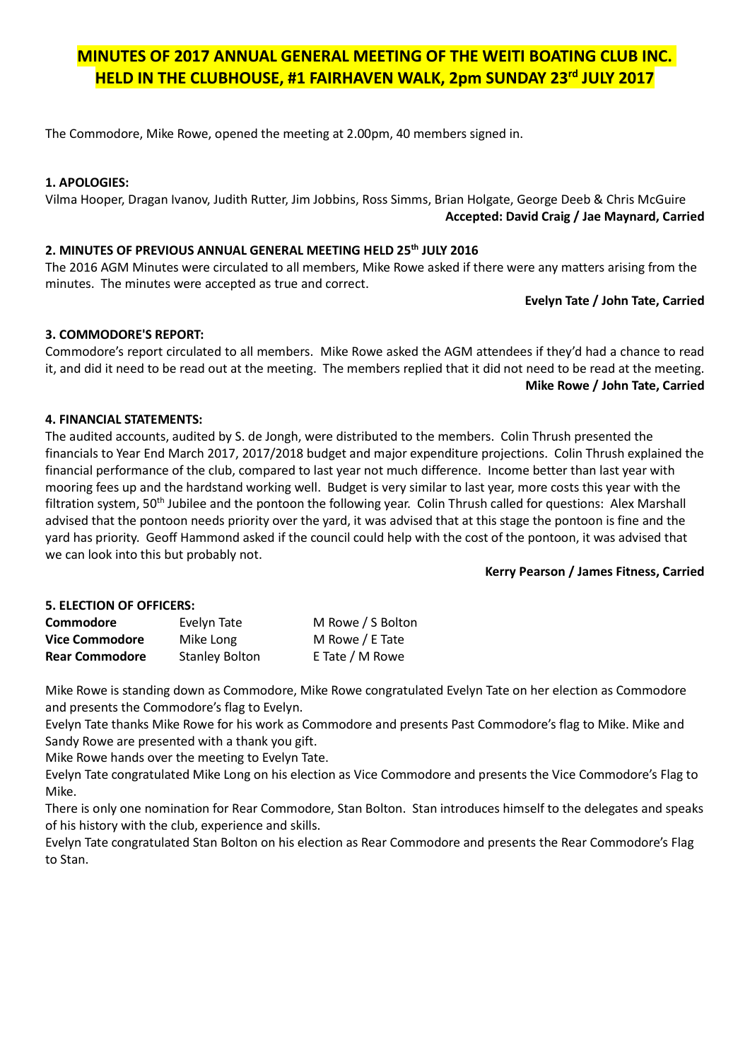# MINUTES OF 2017 ANNUAL GENERAL MEETING OF THE WEITI BOATING CLUB INC. HELD IN THE CLUBHOUSE, #1 FAIRHAVEN WALK, 2pm SUNDAY 23rd JULY 2017

The Commodore, Mike Rowe, opened the meeting at 2.00pm, 40 members signed in.

**1. APOLOGIES:**

Vilma Hooper, Dragan Ivanov, Judith Rutter, Jim Jobbins, Ross Simms, Brian Holgate, George Deeb & Chris McGuire

**Accepted: David Craig / Jae Maynard, Carried**

**2. MINUTES OF PREVIOUS ANNUAL GENERAL MEETING HELD 25th JULY 2016**

The 2016 AGM Minutes were circulated to all members, Mike Rowe asked if there were any matters arising from the minutes. The minutes were accepted as true and correct.

**Evelyn Tate / John Tate, Carried**

**3. COMMODORE'S REPORT:**

Commodore's report circulated to all members. Mike Rowe asked the AGM attendees if they'd had a chance to read it, and did it need to be read out at the meeting. The members replied that it did not need to be read at the meeting.

**Mike Rowe / John Tate, Carried**

**4. FINANCIAL STATEMENTS:**

The audited accounts, audited by S. de Jongh, were distributed to the members. Colin Thrush presented the financials to Year End March 2017, 2017/2018 budget and major expenditure projections. Colin Thrush explained the financial performance of the club, compared to last year not much difference. Income better than last year with mooring fees up and the hardstand working well. Budget is very similar to last year, more costs this year with the filtration system, 50th Jubilee and the pontoon the following year. Colin Thrush called for questions: Alex Marshall advised that the pontoon needs priority over the yard, it was advised that at this stage the pontoon is fine and the yard has priority. Geoff Hammond asked if the council could help with the cost of the pontoon, it was advised that we can look into this but probably not.

**Kerry Pearson / James Fitness, Carried**

**5. ELECTION OF OFFICERS:**

| | | |
|---|---|---|
| **Commodore** | Evelyn Tate | M Rowe / S Bolton |
| **Vice Commodore** | Mike Long | M Rowe / E Tate |
| **Rear Commodore** | Stanley Bolton | E Tate / M Rowe |

Mike Rowe is standing down as Commodore, Mike Rowe congratulated Evelyn Tate on her election as Commodore and presents the Commodore's flag to Evelyn.

Evelyn Tate thanks Mike Rowe for his work as Commodore and presents Past Commodore's flag to Mike. Mike and Sandy Rowe are presented with a thank you gift.

Mike Rowe hands over the meeting to Evelyn Tate.

Evelyn Tate congratulated Mike Long on his election as Vice Commodore and presents the Vice Commodore's Flag to Mike.

There is only one nomination for Rear Commodore, Stan Bolton. Stan introduces himself to the delegates and speaks of his history with the club, experience and skills.

Evelyn Tate congratulated Stan Bolton on his election as Rear Commodore and presents the Rear Commodore's Flag to Stan.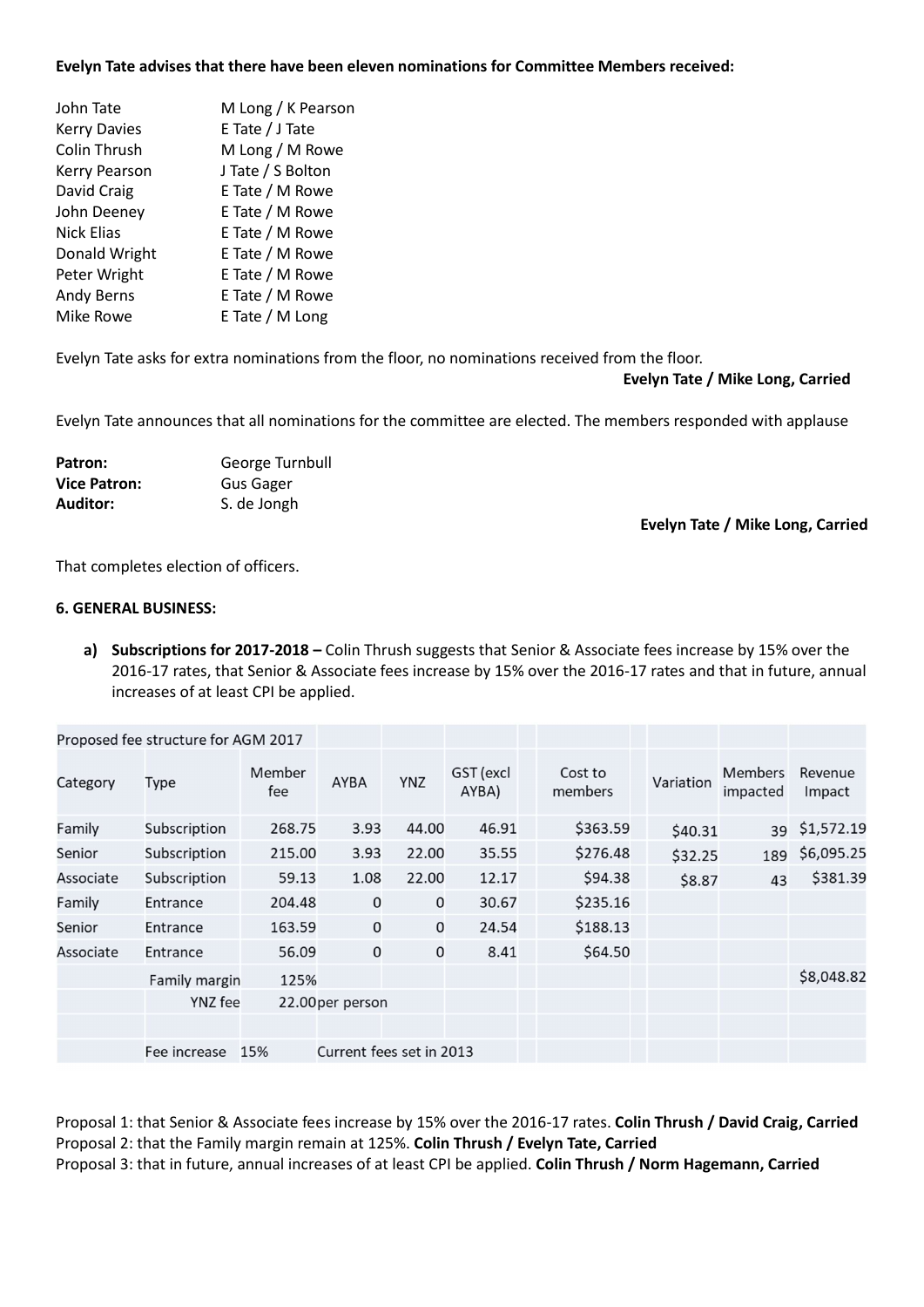**Evelyn Tate advises that there have been eleven nominations for Committee Members received:**

| | |
|---|---|
| John Tate | M Long / K Pearson |
| Kerry Davies | E Tate / J Tate |
| Colin Thrush | M Long / M Rowe |
| Kerry Pearson | J Tate / S Bolton |
| David Craig | E Tate / M Rowe |
| John Deeney | E Tate / M Rowe |
| Nick Elias | E Tate / M Rowe |
| Donald Wright | E Tate / M Rowe |
| Peter Wright | E Tate / M Rowe |
| Andy Berns | E Tate / M Rowe |
| Mike Rowe | E Tate / M Long |

Evelyn Tate asks for extra nominations from the floor, no nominations received from the floor.

**Evelyn Tate / Mike Long, Carried**

Evelyn Tate announces that all nominations for the committee are elected. The members responded with applause

| | |
|---|---|
| **Patron:** | George Turnbull |
| **Vice Patron:** | Gus Gager |
| **Auditor:** | S. de Jongh |

**Evelyn Tate / Mike Long, Carried**

That completes election of officers.

**6. GENERAL BUSINESS:**

a) **Subscriptions for 2017-2018 –** Colin Thrush suggests that Senior & Associate fees increase by 15% over the 2016-17 rates, that Senior & Associate fees increase by 15% over the 2016-17 rates and that in future, annual increases of at least CPI be applied.

| Proposed fee structure for AGM 2017 | | | | | | | | | |
|---|---|---|---|---|---|---|---|---|---|
| Category | Type | Member fee | AYBA | YNZ | GST (excl AYBA) | Cost to members | Variation | Members impacted | Revenue Impact |
| Family | Subscription | 268.75 | 3.93 | 44.00 | 46.91 | $363.59 | $40.31 | 39 | $1,572.19 |
| Senior | Subscription | 215.00 | 3.93 | 22.00 | 35.55 | $276.48 | $32.25 | 189 | $6,095.25 |
| Associate | Subscription | 59.13 | 1.08 | 22.00 | 12.17 | $94.38 | $8.87 | 43 | $381.39 |
| Family | Entrance | 204.48 | 0 | 0 | 30.67 | $235.16 | | | |
| Senior | Entrance | 163.59 | 0 | 0 | 24.54 | $188.13 | | | |
| Associate | Entrance | 56.09 | 0 | 0 | 8.41 | $64.50 | | | |
| | Family margin | 125% | | | | | | | $8,048.82 |
| | YNZ fee | 22.00 | per person | | | | | | |
| | | | | | | | | | |
| | Fee increase | 15% | Current fees set in 2013 | | | | | | |

Proposal 1: that Senior & Associate fees increase by 15% over the 2016-17 rates. **Colin Thrush / David Craig, Carried**
Proposal 2: that the Family margin remain at 125%. **Colin Thrush / Evelyn Tate, Carried**
Proposal 3: that in future, annual increases of at least CPI be applied. **Colin Thrush / Norm Hagemann, Carried**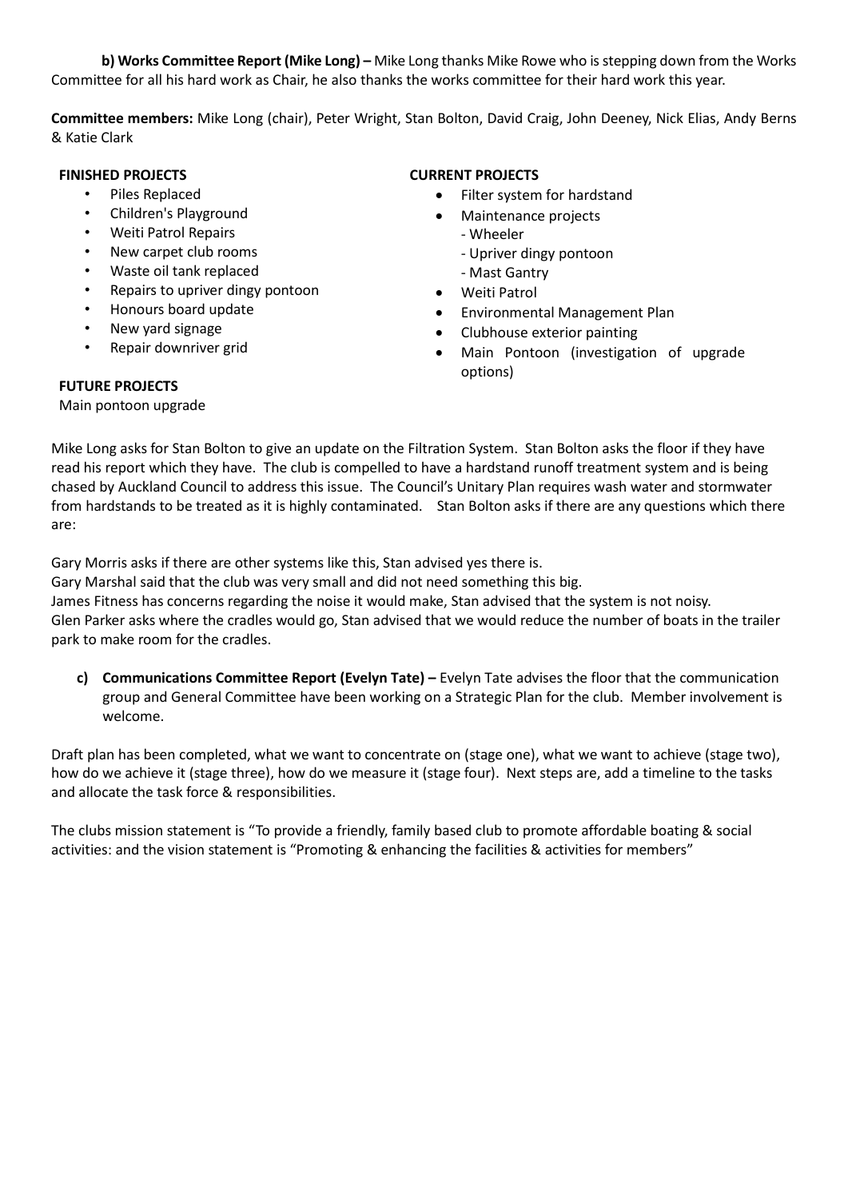**b) Works Committee Report (Mike Long) –** Mike Long thanks Mike Rowe who is stepping down from the Works Committee for all his hard work as Chair, he also thanks the works committee for their hard work this year.

**Committee members:** Mike Long (chair), Peter Wright, Stan Bolton, David Craig, John Deeney, Nick Elias, Andy Berns & Katie Clark

**FINISHED PROJECTS**

- Piles Replaced
- Children's Playground
- Weiti Patrol Repairs
- New carpet club rooms
- Waste oil tank replaced
- Repairs to upriver dingy pontoon
- Honours board update
- New yard signage
- Repair downriver grid

**FUTURE PROJECTS**

Main pontoon upgrade

**CURRENT PROJECTS**

- Filter system for hardstand
- Maintenance projects
  - Wheeler
  - Upriver dingy pontoon
  - Mast Gantry
- Weiti Patrol
- Environmental Management Plan
- Clubhouse exterior painting
- Main Pontoon (investigation of upgrade options)

Mike Long asks for Stan Bolton to give an update on the Filtration System. Stan Bolton asks the floor if they have read his report which they have. The club is compelled to have a hardstand runoff treatment system and is being chased by Auckland Council to address this issue. The Council's Unitary Plan requires wash water and stormwater from hardstands to be treated as it is highly contaminated. Stan Bolton asks if there are any questions which there are:

Gary Morris asks if there are other systems like this, Stan advised yes there is.
Gary Marshal said that the club was very small and did not need something this big.
James Fitness has concerns regarding the noise it would make, Stan advised that the system is not noisy.
Glen Parker asks where the cradles would go, Stan advised that we would reduce the number of boats in the trailer park to make room for the cradles.

c) **Communications Committee Report (Evelyn Tate) –** Evelyn Tate advises the floor that the communication group and General Committee have been working on a Strategic Plan for the club. Member involvement is welcome.

Draft plan has been completed, what we want to concentrate on (stage one), what we want to achieve (stage two), how do we achieve it (stage three), how do we measure it (stage four). Next steps are, add a timeline to the tasks and allocate the task force & responsibilities.

The clubs mission statement is "To provide a friendly, family based club to promote affordable boating & social activities: and the vision statement is "Promoting & enhancing the facilities & activities for members"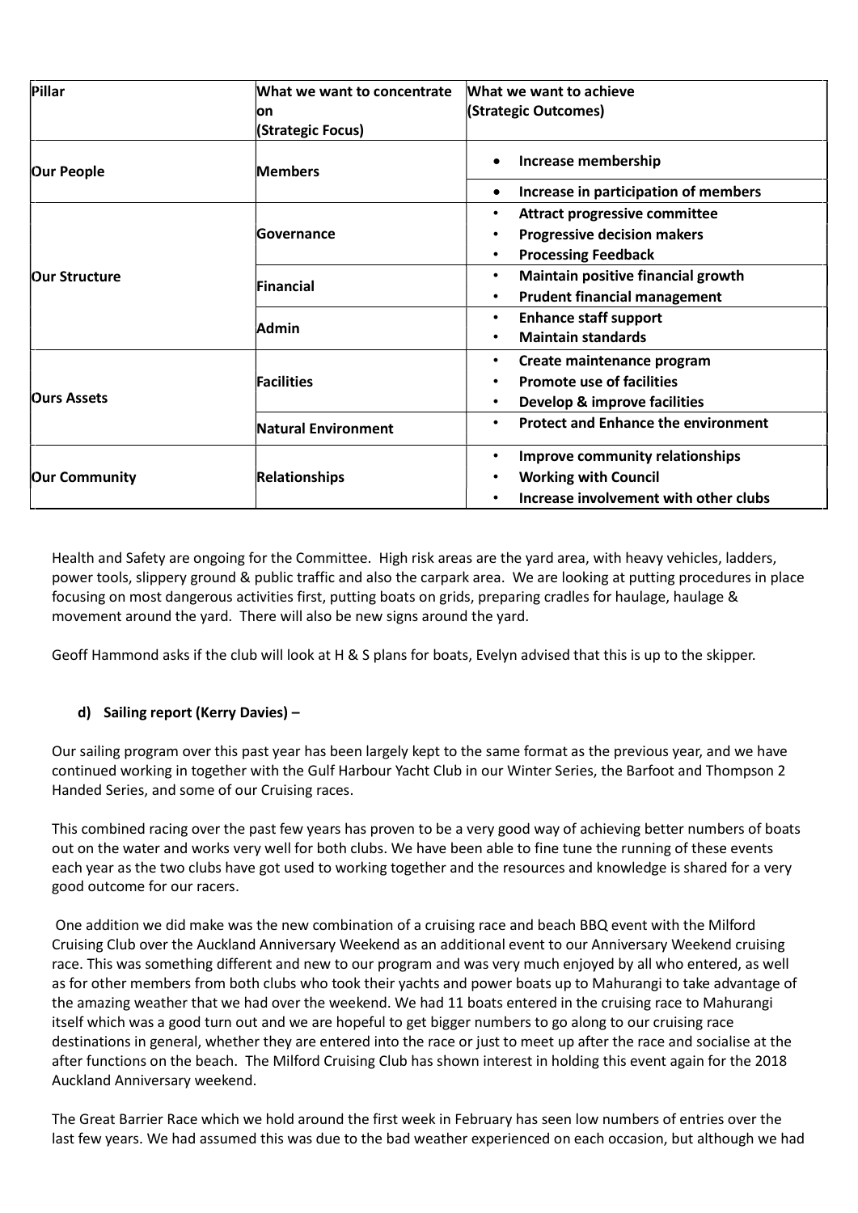| Pillar | What we want to concentrate on (Strategic Focus) | What we want to achieve (Strategic Outcomes) |
| --- | --- | --- |
| **Our People** | **Members** | • **Increase membership** |
| | | • **Increase in participation of members** |
| **Our Structure** | **Governance** | • **Attract progressive committee**<br>• **Progressive decision makers**<br>• **Processing Feedback** |
| | **Financial** | • **Maintain positive financial growth**<br>• **Prudent financial management** |
| | **Admin** | • **Enhance staff support**<br>• **Maintain standards** |
| **Ours Assets** | **Facilities** | • **Create maintenance program**<br>• **Promote use of facilities**<br>• **Develop & improve facilities** |
| | **Natural Environment** | • **Protect and Enhance the environment** |
| **Our Community** | **Relationships** | • **Improve community relationships**<br>• **Working with Council**<br>• **Increase involvement with other clubs** |

Health and Safety are ongoing for the Committee. High risk areas are the yard area, with heavy vehicles, ladders, power tools, slippery ground & public traffic and also the carpark area. We are looking at putting procedures in place focusing on most dangerous activities first, putting boats on grids, preparing cradles for haulage, haulage & movement around the yard. There will also be new signs around the yard.

Geoff Hammond asks if the club will look at H & S plans for boats, Evelyn advised that this is up to the skipper.

**d) Sailing report (Kerry Davies) –**

Our sailing program over this past year has been largely kept to the same format as the previous year, and we have continued working in together with the Gulf Harbour Yacht Club in our Winter Series, the Barfoot and Thompson 2 Handed Series, and some of our Cruising races.

This combined racing over the past few years has proven to be a very good way of achieving better numbers of boats out on the water and works very well for both clubs. We have been able to fine tune the running of these events each year as the two clubs have got used to working together and the resources and knowledge is shared for a very good outcome for our racers.

One addition we did make was the new combination of a cruising race and beach BBQ event with the Milford Cruising Club over the Auckland Anniversary Weekend as an additional event to our Anniversary Weekend cruising race. This was something different and new to our program and was very much enjoyed by all who entered, as well as for other members from both clubs who took their yachts and power boats up to Mahurangi to take advantage of the amazing weather that we had over the weekend. We had 11 boats entered in the cruising race to Mahurangi itself which was a good turn out and we are hopeful to get bigger numbers to go along to our cruising race destinations in general, whether they are entered into the race or just to meet up after the race and socialise at the after functions on the beach. The Milford Cruising Club has shown interest in holding this event again for the 2018 Auckland Anniversary weekend.

The Great Barrier Race which we hold around the first week in February has seen low numbers of entries over the last few years. We had assumed this was due to the bad weather experienced on each occasion, but although we had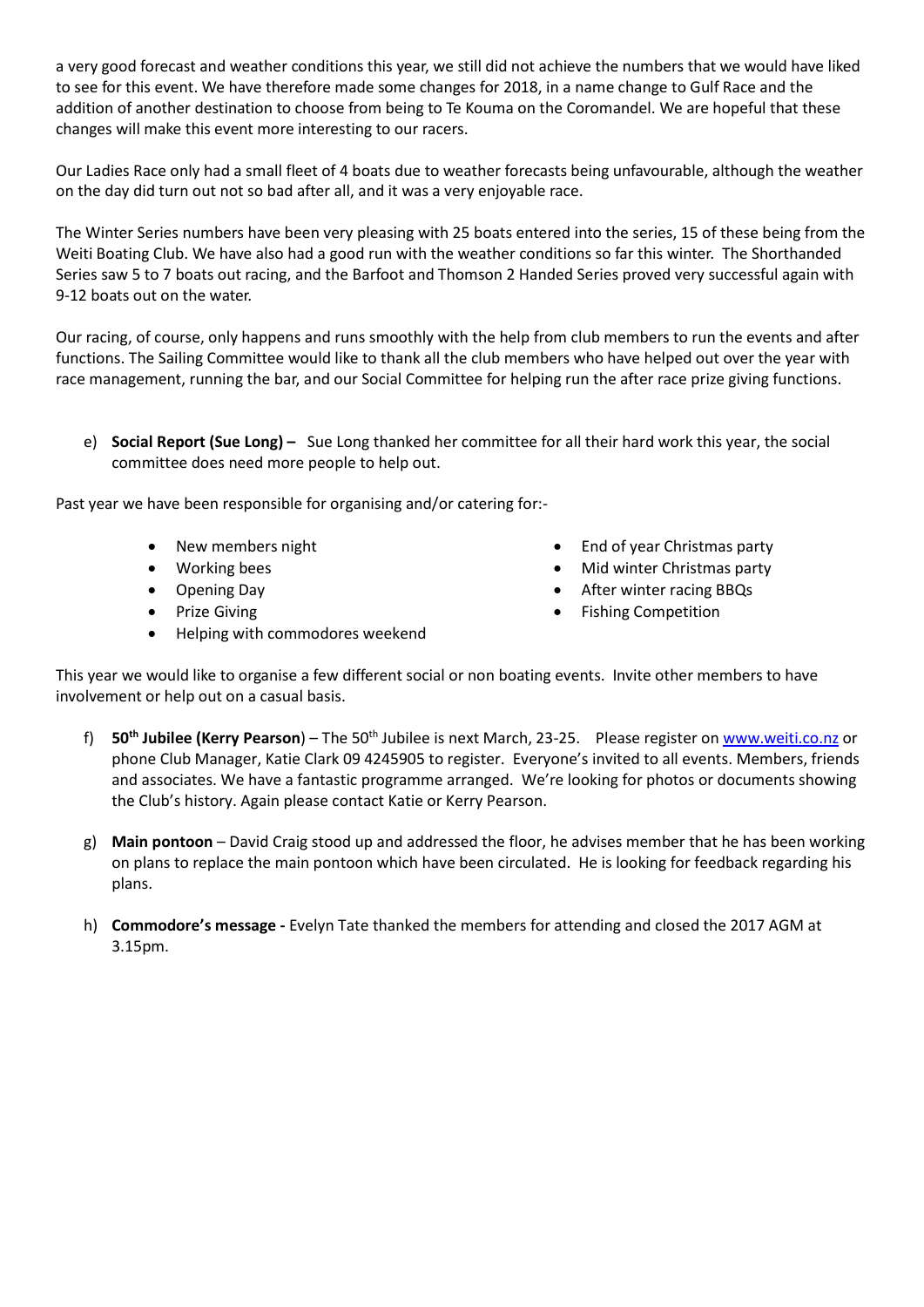a very good forecast and weather conditions this year, we still did not achieve the numbers that we would have liked to see for this event. We have therefore made some changes for 2018, in a name change to Gulf Race and the addition of another destination to choose from being to Te Kouma on the Coromandel. We are hopeful that these changes will make this event more interesting to our racers.

Our Ladies Race only had a small fleet of 4 boats due to weather forecasts being unfavourable, although the weather on the day did turn out not so bad after all, and it was a very enjoyable race.

The Winter Series numbers have been very pleasing with 25 boats entered into the series, 15 of these being from the Weiti Boating Club. We have also had a good run with the weather conditions so far this winter. The Shorthanded Series saw 5 to 7 boats out racing, and the Barfoot and Thomson 2 Handed Series proved very successful again with 9-12 boats out on the water.

Our racing, of course, only happens and runs smoothly with the help from club members to run the events and after functions. The Sailing Committee would like to thank all the club members who have helped out over the year with race management, running the bar, and our Social Committee for helping run the after race prize giving functions.

e) **Social Report (Sue Long) –** Sue Long thanked her committee for all their hard work this year, the social committee does need more people to help out.

Past year we have been responsible for organising and/or catering for:-

- New members night
- Working bees
- Opening Day
- Prize Giving
- Helping with commodores weekend
- End of year Christmas party
- Mid winter Christmas party
- After winter racing BBQs
- Fishing Competition

This year we would like to organise a few different social or non boating events. Invite other members to have involvement or help out on a casual basis.

f) **50th Jubilee (Kerry Pearson**) – The 50th Jubilee is next March, 23-25. Please register on [www.weiti.co.nz](www.weiti.co.nz) or phone Club Manager, Katie Clark 09 4245905 to register. Everyone's invited to all events. Members, friends and associates. We have a fantastic programme arranged. We're looking for photos or documents showing the Club's history. Again please contact Katie or Kerry Pearson.

g) **Main pontoon** – David Craig stood up and addressed the floor, he advises member that he has been working on plans to replace the main pontoon which have been circulated. He is looking for feedback regarding his plans.

h) **Commodore's message -** Evelyn Tate thanked the members for attending and closed the 2017 AGM at 3.15pm.